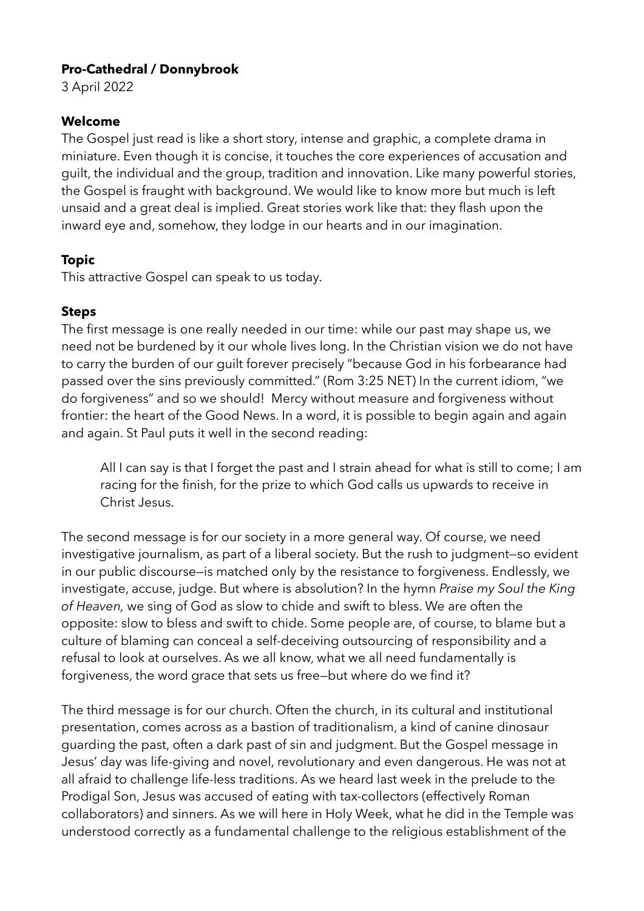**Pro-Cathedral / Donnybrook**

3 April 2022

**Welcome**

The Gospel just read is like a short story, intense and graphic, a complete drama in miniature. Even though it is concise, it touches the core experiences of accusation and guilt, the individual and the group, tradition and innovation. Like many powerful stories, the Gospel is fraught with background. We would like to know more but much is left unsaid and a great deal is implied. Great stories work like that: they flash upon the inward eye and, somehow, they lodge in our hearts and in our imagination.

**Topic**

This attractive Gospel can speak to us today.

**Steps**

The first message is one really needed in our time: while our past may shape us, we need not be burdened by it our whole lives long. In the Christian vision we do not have to carry the burden of our guilt forever precisely "because God in his forbearance had passed over the sins previously committed." (Rom 3:25 NET) In the current idiom, "we do forgiveness" and so we should! Mercy without measure and forgiveness without frontier: the heart of the Good News. In a word, it is possible to begin again and again and again. St Paul puts it well in the second reading:

> All I can say is that I forget the past and I strain ahead for what is still to come; I am racing for the finish, for the prize to which God calls us upwards to receive in Christ Jesus.

The second message is for our society in a more general way. Of course, we need investigative journalism, as part of a liberal society. But the rush to judgment—so evident in our public discourse—is matched only by the resistance to forgiveness. Endlessly, we investigate, accuse, judge. But where is absolution? In the hymn *Praise my Soul the King of Heaven,* we sing of God as slow to chide and swift to bless. We are often the opposite: slow to bless and swift to chide. Some people are, of course, to blame but a culture of blaming can conceal a self-deceiving outsourcing of responsibility and a refusal to look at ourselves. As we all know, what we all need fundamentally is forgiveness, the word grace that sets us free—but where do we find it?

The third message is for our church. Often the church, in its cultural and institutional presentation, comes across as a bastion of traditionalism, a kind of canine dinosaur guarding the past, often a dark past of sin and judgment. But the Gospel message in Jesus' day was life-giving and novel, revolutionary and even dangerous. He was not at all afraid to challenge life-less traditions. As we heard last week in the prelude to the Prodigal Son, Jesus was accused of eating with tax-collectors (effectively Roman collaborators) and sinners. As we will here in Holy Week, what he did in the Temple was understood correctly as a fundamental challenge to the religious establishment of the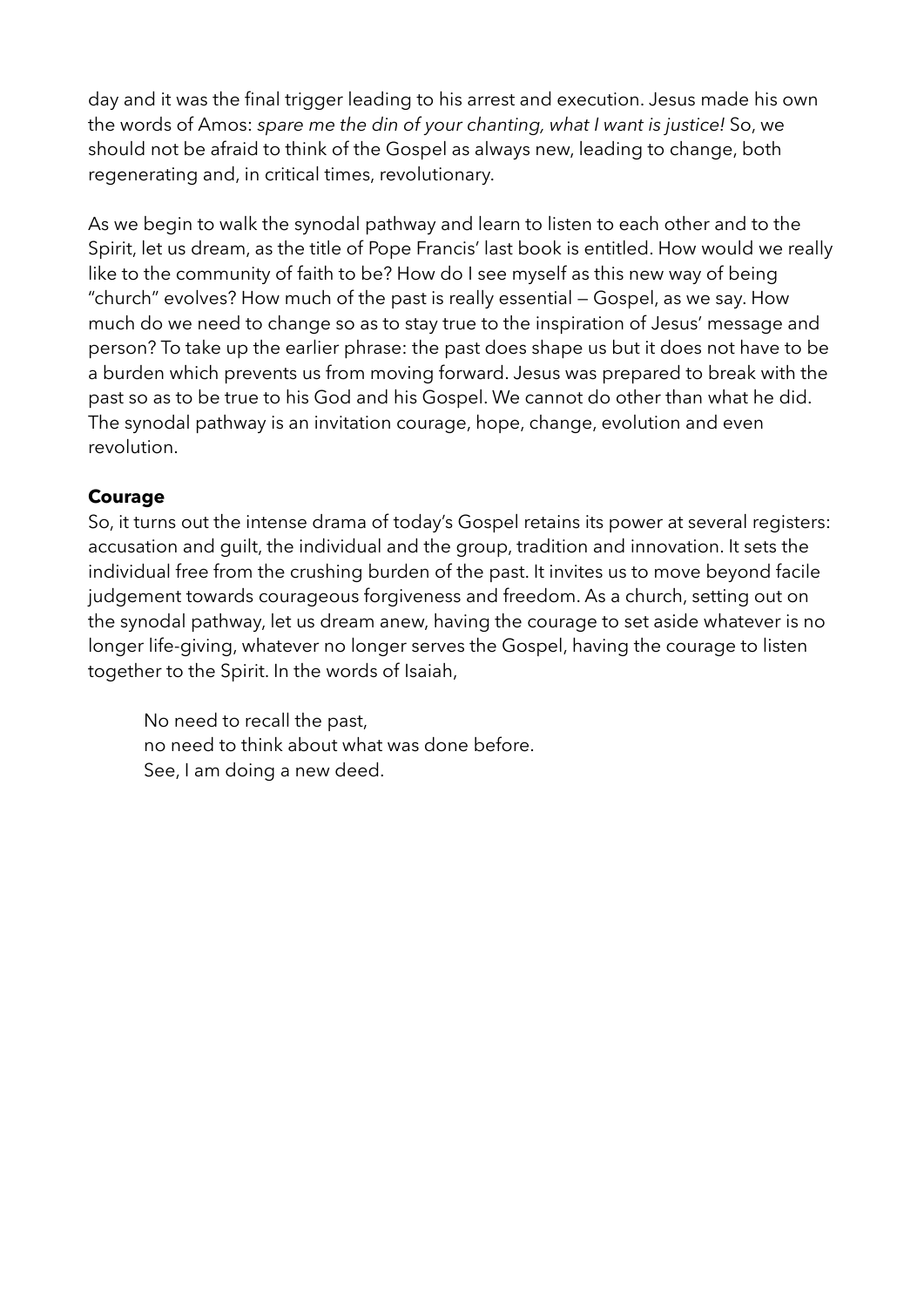day and it was the final trigger leading to his arrest and execution. Jesus made his own the words of Amos: *spare me the din of your chanting, what I want is justice!* So, we should not be afraid to think of the Gospel as always new, leading to change, both regenerating and, in critical times, revolutionary.

As we begin to walk the synodal pathway and learn to listen to each other and to the Spirit, let us dream, as the title of Pope Francis' last book is entitled. How would we really like to the community of faith to be? How do I see myself as this new way of being "church" evolves? How much of the past is really essential — Gospel, as we say. How much do we need to change so as to stay true to the inspiration of Jesus' message and person? To take up the earlier phrase: the past does shape us but it does not have to be a burden which prevents us from moving forward. Jesus was prepared to break with the past so as to be true to his God and his Gospel. We cannot do other than what he did. The synodal pathway is an invitation courage, hope, change, evolution and even revolution.

**Courage**

So, it turns out the intense drama of today's Gospel retains its power at several registers: accusation and guilt, the individual and the group, tradition and innovation. It sets the individual free from the crushing burden of the past. It invites us to move beyond facile judgement towards courageous forgiveness and freedom. As a church, setting out on the synodal pathway, let us dream anew, having the courage to set aside whatever is no longer life-giving, whatever no longer serves the Gospel, having the courage to listen together to the Spirit. In the words of Isaiah,

> No need to recall the past,
> no need to think about what was done before.
> See, I am doing a new deed.